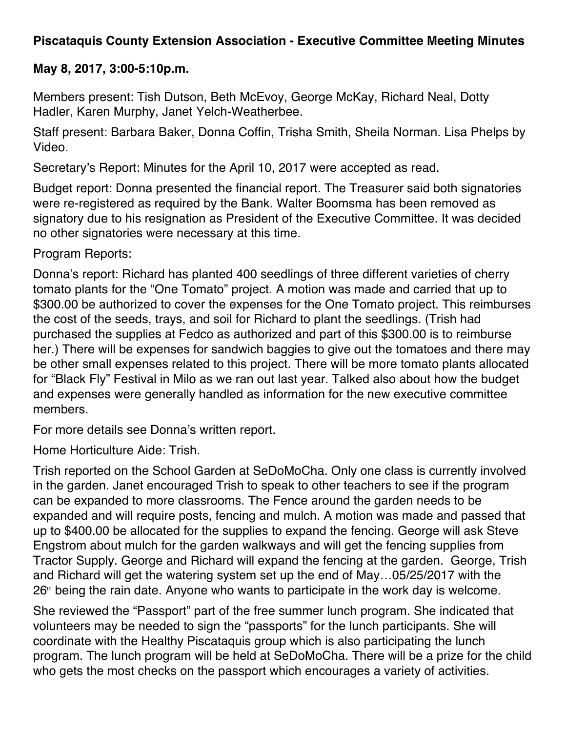**Piscataquis County Extension Association - Executive Committee Meeting Minutes**

**May 8, 2017, 3:00-5:10p.m.**

Members present: Tish Dutson, Beth McEvoy, George McKay, Richard Neal, Dotty Hadler, Karen Murphy, Janet Yelch-Weatherbee.

Staff present: Barbara Baker, Donna Coffin, Trisha Smith, Sheila Norman. Lisa Phelps by Video.

Secretary's Report: Minutes for the April 10, 2017 were accepted as read.

Budget report: Donna presented the financial report. The Treasurer said both signatories were re-registered as required by the Bank. Walter Boomsma has been removed as signatory due to his resignation as President of the Executive Committee. It was decided no other signatories were necessary at this time.

Program Reports:

Donna's report: Richard has planted 400 seedlings of three different varieties of cherry tomato plants for the "One Tomato" project. A motion was made and carried that up to $300.00 be authorized to cover the expenses for the One Tomato project. This reimburses the cost of the seeds, trays, and soil for Richard to plant the seedlings. (Trish had purchased the supplies at Fedco as authorized and part of this $300.00 is to reimburse her.) There will be expenses for sandwich baggies to give out the tomatoes and there may be other small expenses related to this project. There will be more tomato plants allocated for "Black Fly" Festival in Milo as we ran out last year. Talked also about how the budget and expenses were generally handled as information for the new executive committee members.

For more details see Donna's written report.

Home Horticulture Aide: Trish.

Trish reported on the School Garden at SeDoMoCha. Only one class is currently involved in the garden. Janet encouraged Trish to speak to other teachers to see if the program can be expanded to more classrooms. The Fence around the garden needs to be expanded and will require posts, fencing and mulch. A motion was made and passed that up to $400.00 be allocated for the supplies to expand the fencing. George will ask Steve Engstrom about mulch for the garden walkways and will get the fencing supplies from Tractor Supply. George and Richard will expand the fencing at the garden. George, Trish and Richard will get the watering system set up the end of May…05/25/2017 with the 26th being the rain date. Anyone who wants to participate in the work day is welcome.

She reviewed the "Passport" part of the free summer lunch program. She indicated that volunteers may be needed to sign the "passports" for the lunch participants. She will coordinate with the Healthy Piscataquis group which is also participating the lunch program. The lunch program will be held at SeDoMoCha. There will be a prize for the child who gets the most checks on the passport which encourages a variety of activities.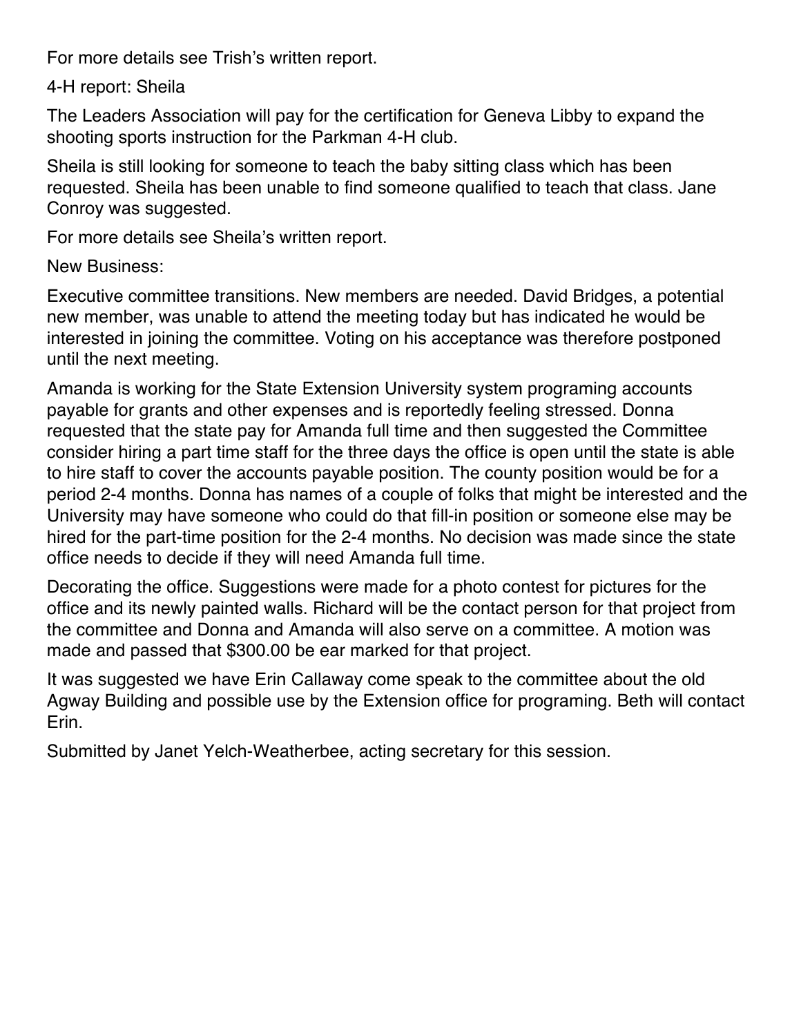For more details see Trish's written report.

4-H report: Sheila

The Leaders Association will pay for the certification for Geneva Libby to expand the shooting sports instruction for the Parkman 4-H club.

Sheila is still looking for someone to teach the baby sitting class which has been requested. Sheila has been unable to find someone qualified to teach that class. Jane Conroy was suggested.

For more details see Sheila's written report.

New Business:

Executive committee transitions. New members are needed. David Bridges, a potential new member, was unable to attend the meeting today but has indicated he would be interested in joining the committee. Voting on his acceptance was therefore postponed until the next meeting.

Amanda is working for the State Extension University system programing accounts payable for grants and other expenses and is reportedly feeling stressed. Donna requested that the state pay for Amanda full time and then suggested the Committee consider hiring a part time staff for the three days the office is open until the state is able to hire staff to cover the accounts payable position. The county position would be for a period 2-4 months. Donna has names of a couple of folks that might be interested and the University may have someone who could do that fill-in position or someone else may be hired for the part-time position for the 2-4 months. No decision was made since the state office needs to decide if they will need Amanda full time.

Decorating the office. Suggestions were made for a photo contest for pictures for the office and its newly painted walls. Richard will be the contact person for that project from the committee and Donna and Amanda will also serve on a committee. A motion was made and passed that $300.00 be ear marked for that project.

It was suggested we have Erin Callaway come speak to the committee about the old Agway Building and possible use by the Extension office for programing. Beth will contact Erin.

Submitted by Janet Yelch-Weatherbee, acting secretary for this session.